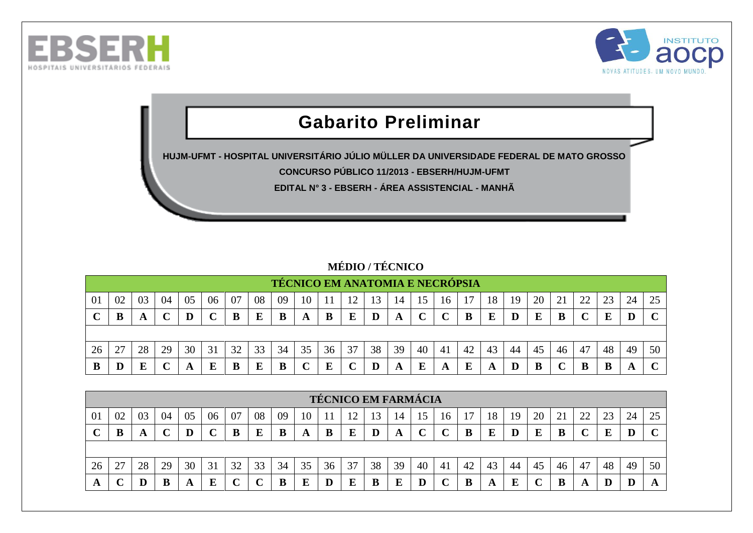# Gabarito Preliminar

**HUJM-UFMT - HOSPITAL UNIVERSITÁRIO JÚLIO MÜLLER DA UNIVERSIDADE FEDERAL DE MATO GROSSO**

**CONCURSO PÚBLICO 11/2013 - EBSERH/HUJM-UFMT**

**EDITAL N° 3 - EBSERH - ÁREA ASSISTENCIAL - MANHÃ**

## MÉDIO / TÉCNICO

### TÉCNICO EM ANATOMIA E NECRÓPSIA

| 01 | 02 | 03 | 04 | 05 | 06 | 07 | 08 | 09 | 10 | 11 | 12 | 13 | 14 | 15 | 16 | 17 | 18 | 19 | 20 | 21 | 22 | 23 | 24 | 25 |
|---|---|---|---|---|---|---|---|---|---|---|---|---|---|---|---|---|---|---|---|---|---|---|---|---|
| **C** | **B** | **A** | **C** | **D** | **C** | **B** | **E** | **B** | **A** | **B** | **E** | **D** | **A** | **C** | **C** | **B** | **E** | **D** | **E** | **B** | **C** | **E** | **D** | **C** |

| 26 | 27 | 28 | 29 | 30 | 31 | 32 | 33 | 34 | 35 | 36 | 37 | 38 | 39 | 40 | 41 | 42 | 43 | 44 | 45 | 46 | 47 | 48 | 49 | 50 |
|---|---|---|---|---|---|---|---|---|---|---|---|---|---|---|---|---|---|---|---|---|---|---|---|---|
| **B** | **D** | **E** | **C** | **A** | **E** | **B** | **E** | **B** | **C** | **E** | **C** | **D** | **A** | **E** | **A** | **E** | **A** | **D** | **B** | **C** | **B** | **B** | **A** | **C** |

### TÉCNICO EM FARMÁCIA

| 01 | 02 | 03 | 04 | 05 | 06 | 07 | 08 | 09 | 10 | 11 | 12 | 13 | 14 | 15 | 16 | 17 | 18 | 19 | 20 | 21 | 22 | 23 | 24 | 25 |
|---|---|---|---|---|---|---|---|---|---|---|---|---|---|---|---|---|---|---|---|---|---|---|---|---|
| **C** | **B** | **A** | **C** | **D** | **C** | **B** | **E** | **B** | **A** | **B** | **E** | **D** | **A** | **C** | **C** | **B** | **E** | **D** | **E** | **B** | **C** | **E** | **D** | **C** |

| 26 | 27 | 28 | 29 | 30 | 31 | 32 | 33 | 34 | 35 | 36 | 37 | 38 | 39 | 40 | 41 | 42 | 43 | 44 | 45 | 46 | 47 | 48 | 49 | 50 |
|---|---|---|---|---|---|---|---|---|---|---|---|---|---|---|---|---|---|---|---|---|---|---|---|---|
| **A** | **C** | **D** | **B** | **A** | **E** | **C** | **C** | **B** | **E** | **D** | **E** | **B** | **E** | **D** | **C** | **B** | **A** | **E** | **C** | **B** | **A** | **D** | **D** | **A** |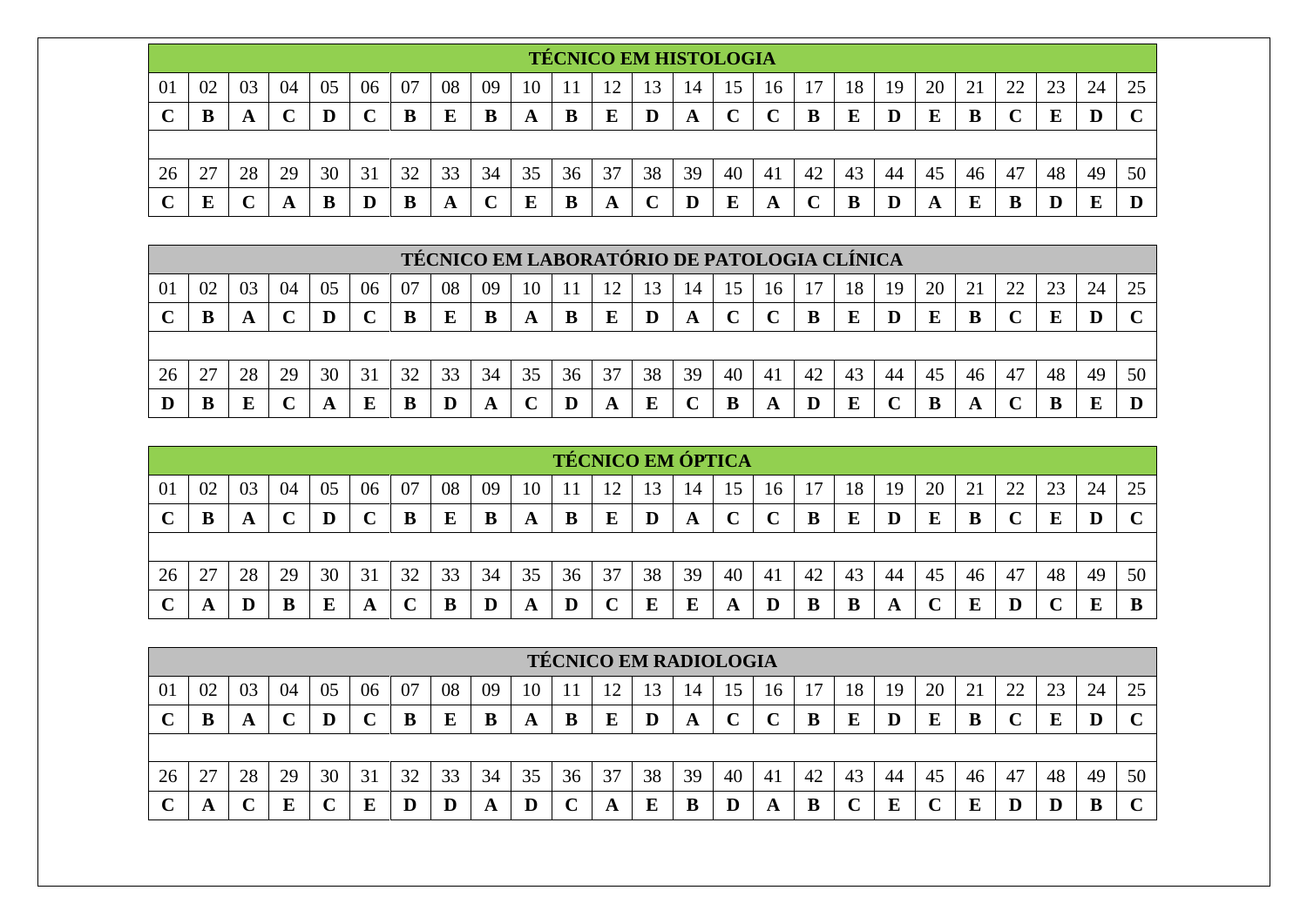| TÉCNICO EM HISTOLOGIA | | | | | | | | | | | | | | | | | | | | | | | | |
|---|---|---|---|---|---|---|---|---|---|---|---|---|---|---|---|---|---|---|---|---|---|---|---|---|
| 01 | 02 | 03 | 04 | 05 | 06 | 07 | 08 | 09 | 10 | 11 | 12 | 13 | 14 | 15 | 16 | 17 | 18 | 19 | 20 | 21 | 22 | 23 | 24 | 25 |
| **C** | **B** | **A** | **C** | **D** | **C** | **B** | **E** | **B** | **A** | **B** | **E** | **D** | **A** | **C** | **C** | **B** | **E** | **D** | **E** | **B** | **C** | **E** | **D** | **C** |
| 26 | 27 | 28 | 29 | 30 | 31 | 32 | 33 | 34 | 35 | 36 | 37 | 38 | 39 | 40 | 41 | 42 | 43 | 44 | 45 | 46 | 47 | 48 | 49 | 50 |
| **C** | **E** | **C** | **A** | **B** | **D** | **B** | **A** | **C** | **E** | **B** | **A** | **C** | **D** | **E** | **A** | **C** | **B** | **D** | **A** | **E** | **B** | **D** | **E** | **D** |

| TÉCNICO EM LABORATÓRIO DE PATOLOGIA CLÍNICA | | | | | | | | | | | | | | | | | | | | | | | | |
|---|---|---|---|---|---|---|---|---|---|---|---|---|---|---|---|---|---|---|---|---|---|---|---|---|
| 01 | 02 | 03 | 04 | 05 | 06 | 07 | 08 | 09 | 10 | 11 | 12 | 13 | 14 | 15 | 16 | 17 | 18 | 19 | 20 | 21 | 22 | 23 | 24 | 25 |
| **C** | **B** | **A** | **C** | **D** | **C** | **B** | **E** | **B** | **A** | **B** | **E** | **D** | **A** | **C** | **C** | **B** | **E** | **D** | **E** | **B** | **C** | **E** | **D** | **C** |
| 26 | 27 | 28 | 29 | 30 | 31 | 32 | 33 | 34 | 35 | 36 | 37 | 38 | 39 | 40 | 41 | 42 | 43 | 44 | 45 | 46 | 47 | 48 | 49 | 50 |
| **D** | **B** | **E** | **C** | **A** | **E** | **B** | **D** | **A** | **C** | **D** | **A** | **E** | **C** | **B** | **A** | **D** | **E** | **C** | **B** | **A** | **C** | **B** | **E** | **D** |

| TÉCNICO EM ÓPTICA | | | | | | | | | | | | | | | | | | | | | | | | |
|---|---|---|---|---|---|---|---|---|---|---|---|---|---|---|---|---|---|---|---|---|---|---|---|---|
| 01 | 02 | 03 | 04 | 05 | 06 | 07 | 08 | 09 | 10 | 11 | 12 | 13 | 14 | 15 | 16 | 17 | 18 | 19 | 20 | 21 | 22 | 23 | 24 | 25 |
| **C** | **B** | **A** | **C** | **D** | **C** | **B** | **E** | **B** | **A** | **B** | **E** | **D** | **A** | **C** | **C** | **B** | **E** | **D** | **E** | **B** | **C** | **E** | **D** | **C** |
| 26 | 27 | 28 | 29 | 30 | 31 | 32 | 33 | 34 | 35 | 36 | 37 | 38 | 39 | 40 | 41 | 42 | 43 | 44 | 45 | 46 | 47 | 48 | 49 | 50 |
| **C** | **A** | **D** | **B** | **E** | **A** | **C** | **B** | **D** | **A** | **D** | **C** | **E** | **E** | **A** | **D** | **B** | **B** | **A** | **C** | **E** | **D** | **C** | **E** | **B** |

| TÉCNICO EM RADIOLOGIA | | | | | | | | | | | | | | | | | | | | | | | | |
|---|---|---|---|---|---|---|---|---|---|---|---|---|---|---|---|---|---|---|---|---|---|---|---|---|
| 01 | 02 | 03 | 04 | 05 | 06 | 07 | 08 | 09 | 10 | 11 | 12 | 13 | 14 | 15 | 16 | 17 | 18 | 19 | 20 | 21 | 22 | 23 | 24 | 25 |
| **C** | **B** | **A** | **C** | **D** | **C** | **B** | **E** | **B** | **A** | **B** | **E** | **D** | **A** | **C** | **C** | **B** | **E** | **D** | **E** | **B** | **C** | **E** | **D** | **C** |
| 26 | 27 | 28 | 29 | 30 | 31 | 32 | 33 | 34 | 35 | 36 | 37 | 38 | 39 | 40 | 41 | 42 | 43 | 44 | 45 | 46 | 47 | 48 | 49 | 50 |
| **C** | **A** | **C** | **E** | **C** | **E** | **D** | **D** | **A** | **D** | **C** | **A** | **E** | **B** | **D** | **A** | **B** | **C** | **E** | **C** | **E** | **D** | **D** | **B** | **C** |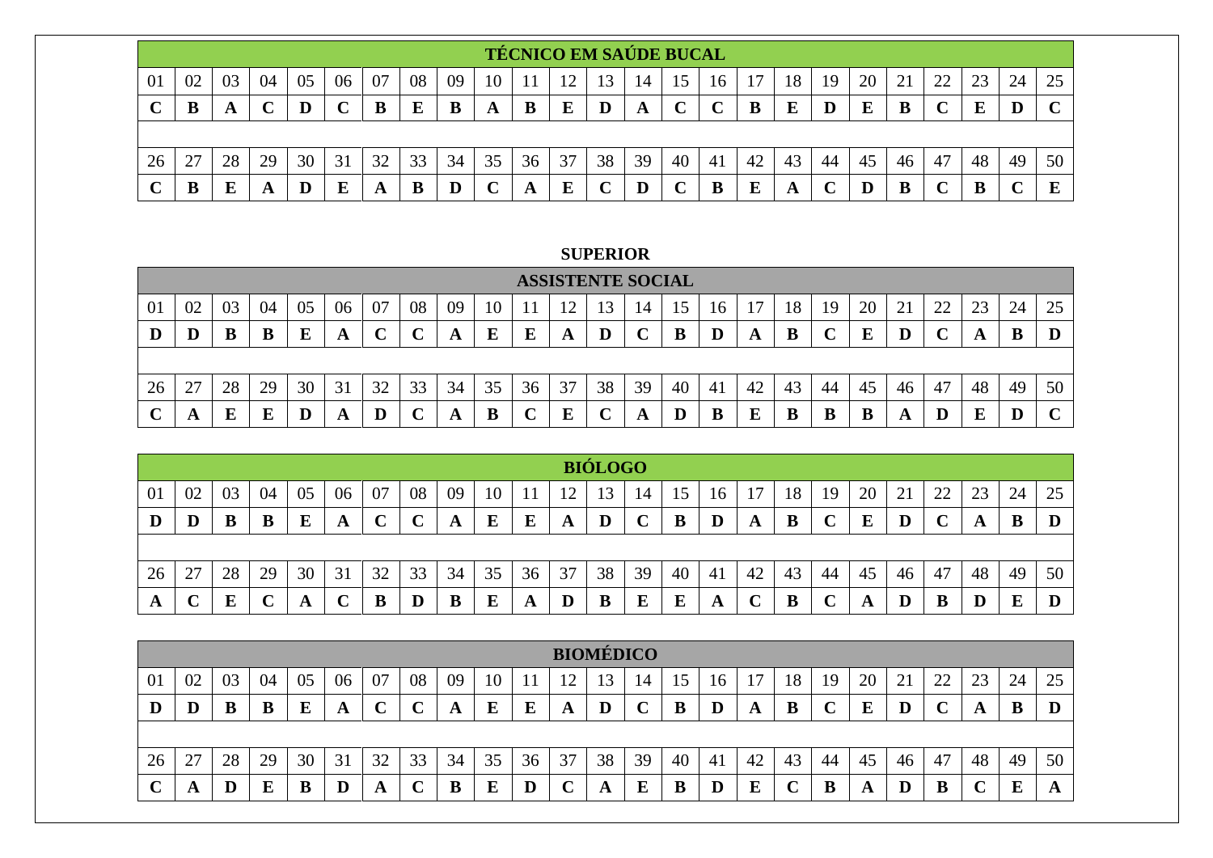| TÉCNICO EM SAÚDE BUCAL | | | | | | | | | | | | | | | | | | | | | | | | |
|---|---|---|---|---|---|---|---|---|---|---|---|---|---|---|---|---|---|---|---|---|---|---|---|---|
| 01 | 02 | 03 | 04 | 05 | 06 | 07 | 08 | 09 | 10 | 11 | 12 | 13 | 14 | 15 | 16 | 17 | 18 | 19 | 20 | 21 | 22 | 23 | 24 | 25 |
| **C** | **B** | **A** | **C** | **D** | **C** | **B** | **E** | **B** | **A** | **B** | **E** | **D** | **A** | **C** | **C** | **B** | **E** | **D** | **E** | **B** | **C** | **E** | **D** | **C** |
| | | | | | | | | | | | | | | | | | | | | | | | | |
| 26 | 27 | 28 | 29 | 30 | 31 | 32 | 33 | 34 | 35 | 36 | 37 | 38 | 39 | 40 | 41 | 42 | 43 | 44 | 45 | 46 | 47 | 48 | 49 | 50 |
| **C** | **B** | **E** | **A** | **D** | **E** | **A** | **B** | **D** | **C** | **A** | **E** | **C** | **D** | **C** | **B** | **E** | **A** | **C** | **D** | **B** | **C** | **B** | **C** | **E** |

**SUPERIOR**

| ASSISTENTE SOCIAL | | | | | | | | | | | | | | | | | | | | | | | | |
|---|---|---|---|---|---|---|---|---|---|---|---|---|---|---|---|---|---|---|---|---|---|---|---|---|
| 01 | 02 | 03 | 04 | 05 | 06 | 07 | 08 | 09 | 10 | 11 | 12 | 13 | 14 | 15 | 16 | 17 | 18 | 19 | 20 | 21 | 22 | 23 | 24 | 25 |
| **D** | **D** | **B** | **B** | **E** | **A** | **C** | **C** | **A** | **E** | **E** | **A** | **D** | **C** | **B** | **D** | **A** | **B** | **C** | **E** | **D** | **C** | **A** | **B** | **D** |
| | | | | | | | | | | | | | | | | | | | | | | | | |
| 26 | 27 | 28 | 29 | 30 | 31 | 32 | 33 | 34 | 35 | 36 | 37 | 38 | 39 | 40 | 41 | 42 | 43 | 44 | 45 | 46 | 47 | 48 | 49 | 50 |
| **C** | **A** | **E** | **E** | **D** | **A** | **D** | **C** | **A** | **B** | **C** | **E** | **C** | **A** | **D** | **B** | **E** | **B** | **B** | **B** | **A** | **D** | **E** | **D** | **C** |

| BIÓLOGO | | | | | | | | | | | | | | | | | | | | | | | | |
|---|---|---|---|---|---|---|---|---|---|---|---|---|---|---|---|---|---|---|---|---|---|---|---|---|
| 01 | 02 | 03 | 04 | 05 | 06 | 07 | 08 | 09 | 10 | 11 | 12 | 13 | 14 | 15 | 16 | 17 | 18 | 19 | 20 | 21 | 22 | 23 | 24 | 25 |
| **D** | **D** | **B** | **B** | **E** | **A** | **C** | **C** | **A** | **E** | **E** | **A** | **D** | **C** | **B** | **D** | **A** | **B** | **C** | **E** | **D** | **C** | **A** | **B** | **D** |
| | | | | | | | | | | | | | | | | | | | | | | | | |
| 26 | 27 | 28 | 29 | 30 | 31 | 32 | 33 | 34 | 35 | 36 | 37 | 38 | 39 | 40 | 41 | 42 | 43 | 44 | 45 | 46 | 47 | 48 | 49 | 50 |
| **A** | **C** | **E** | **C** | **A** | **C** | **B** | **D** | **B** | **E** | **A** | **D** | **B** | **E** | **E** | **A** | **C** | **B** | **C** | **A** | **D** | **B** | **D** | **E** | **D** |

| BIOMÉDICO | | | | | | | | | | | | | | | | | | | | | | | | |
|---|---|---|---|---|---|---|---|---|---|---|---|---|---|---|---|---|---|---|---|---|---|---|---|---|
| 01 | 02 | 03 | 04 | 05 | 06 | 07 | 08 | 09 | 10 | 11 | 12 | 13 | 14 | 15 | 16 | 17 | 18 | 19 | 20 | 21 | 22 | 23 | 24 | 25 |
| **D** | **D** | **B** | **B** | **E** | **A** | **C** | **C** | **A** | **E** | **E** | **A** | **D** | **C** | **B** | **D** | **A** | **B** | **C** | **E** | **D** | **C** | **A** | **B** | **D** |
| | | | | | | | | | | | | | | | | | | | | | | | | |
| 26 | 27 | 28 | 29 | 30 | 31 | 32 | 33 | 34 | 35 | 36 | 37 | 38 | 39 | 40 | 41 | 42 | 43 | 44 | 45 | 46 | 47 | 48 | 49 | 50 |
| **C** | **A** | **D** | **E** | **B** | **D** | **A** | **C** | **B** | **E** | **D** | **C** | **A** | **E** | **B** | **D** | **E** | **C** | **B** | **A** | **D** | **B** | **C** | **E** | **A** |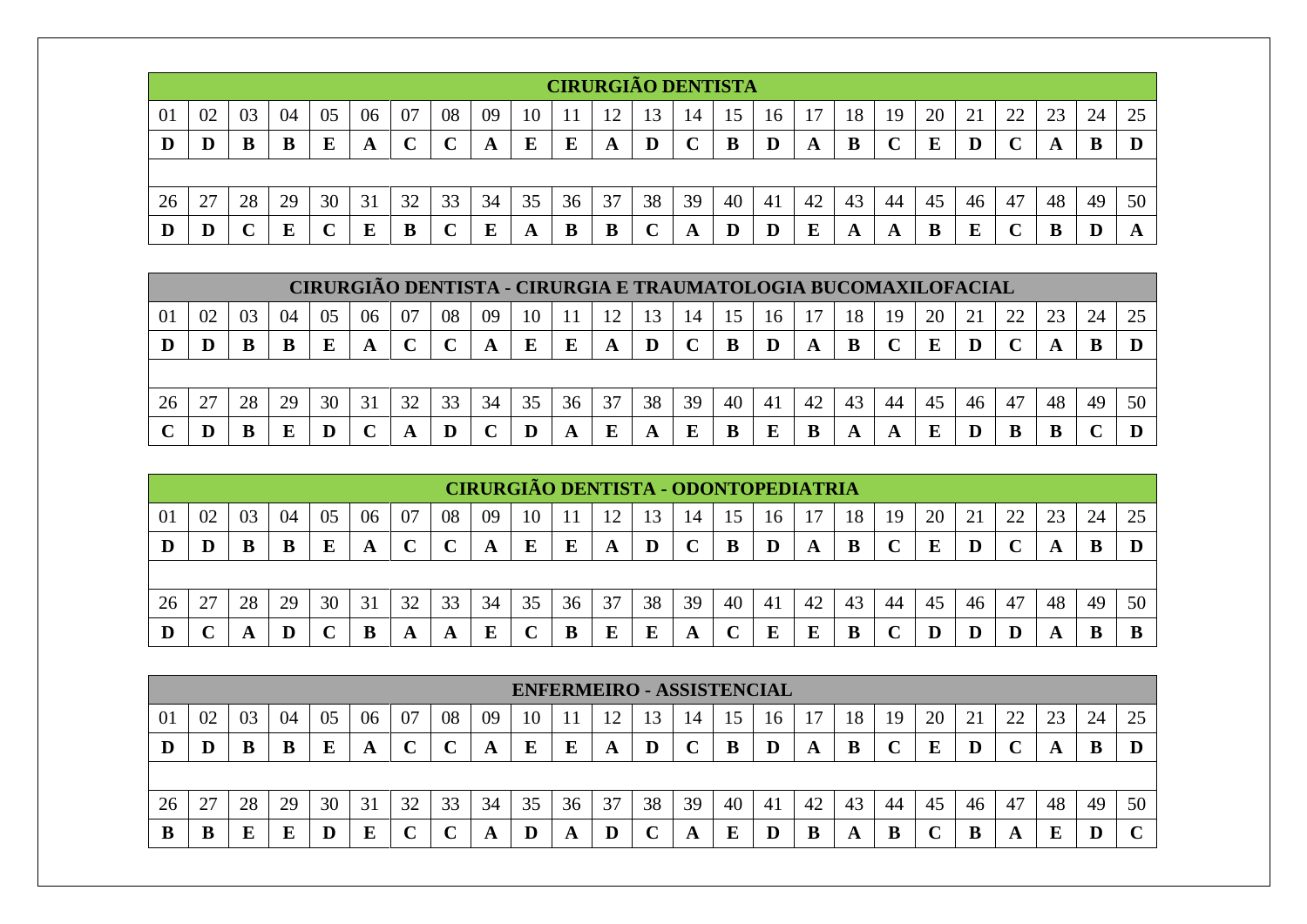## CIRURGIÃO DENTISTA

| 01 | 02 | 03 | 04 | 05 | 06 | 07 | 08 | 09 | 10 | 11 | 12 | 13 | 14 | 15 | 16 | 17 | 18 | 19 | 20 | 21 | 22 | 23 | 24 | 25 |
|---|---|---|---|---|---|---|---|---|---|---|---|---|---|---|---|---|---|---|---|---|---|---|---|---|
| **D** | **D** | **B** | **B** | **E** | **A** | **C** | **C** | **A** | **E** | **E** | **A** | **D** | **C** | **B** | **D** | **A** | **B** | **C** | **E** | **D** | **C** | **A** | **B** | **D** |

| 26 | 27 | 28 | 29 | 30 | 31 | 32 | 33 | 34 | 35 | 36 | 37 | 38 | 39 | 40 | 41 | 42 | 43 | 44 | 45 | 46 | 47 | 48 | 49 | 50 |
|---|---|---|---|---|---|---|---|---|---|---|---|---|---|---|---|---|---|---|---|---|---|---|---|---|
| **D** | **D** | **C** | **E** | **C** | **E** | **B** | **C** | **E** | **A** | **B** | **B** | **C** | **A** | **D** | **D** | **E** | **A** | **A** | **B** | **E** | **C** | **B** | **D** | **A** |

## CIRURGIÃO DENTISTA - CIRURGIA E TRAUMATOLOGIA BUCOMAXILOFACIAL

| 01 | 02 | 03 | 04 | 05 | 06 | 07 | 08 | 09 | 10 | 11 | 12 | 13 | 14 | 15 | 16 | 17 | 18 | 19 | 20 | 21 | 22 | 23 | 24 | 25 |
|---|---|---|---|---|---|---|---|---|---|---|---|---|---|---|---|---|---|---|---|---|---|---|---|---|
| **D** | **D** | **B** | **B** | **E** | **A** | **C** | **C** | **A** | **E** | **E** | **A** | **D** | **C** | **B** | **D** | **A** | **B** | **C** | **E** | **D** | **C** | **A** | **B** | **D** |

| 26 | 27 | 28 | 29 | 30 | 31 | 32 | 33 | 34 | 35 | 36 | 37 | 38 | 39 | 40 | 41 | 42 | 43 | 44 | 45 | 46 | 47 | 48 | 49 | 50 |
|---|---|---|---|---|---|---|---|---|---|---|---|---|---|---|---|---|---|---|---|---|---|---|---|---|
| **C** | **D** | **B** | **E** | **D** | **C** | **A** | **D** | **C** | **D** | **A** | **E** | **A** | **E** | **B** | **E** | **B** | **A** | **A** | **E** | **D** | **B** | **B** | **C** | **D** |

## CIRURGIÃO DENTISTA - ODONTOPEDIATRIA

| 01 | 02 | 03 | 04 | 05 | 06 | 07 | 08 | 09 | 10 | 11 | 12 | 13 | 14 | 15 | 16 | 17 | 18 | 19 | 20 | 21 | 22 | 23 | 24 | 25 |
|---|---|---|---|---|---|---|---|---|---|---|---|---|---|---|---|---|---|---|---|---|---|---|---|---|
| **D** | **D** | **B** | **B** | **E** | **A** | **C** | **C** | **A** | **E** | **E** | **A** | **D** | **C** | **B** | **D** | **A** | **B** | **C** | **E** | **D** | **C** | **A** | **B** | **D** |

| 26 | 27 | 28 | 29 | 30 | 31 | 32 | 33 | 34 | 35 | 36 | 37 | 38 | 39 | 40 | 41 | 42 | 43 | 44 | 45 | 46 | 47 | 48 | 49 | 50 |
|---|---|---|---|---|---|---|---|---|---|---|---|---|---|---|---|---|---|---|---|---|---|---|---|---|
| **D** | **C** | **A** | **D** | **C** | **B** | **A** | **A** | **E** | **C** | **B** | **E** | **E** | **A** | **C** | **E** | **E** | **B** | **C** | **D** | **D** | **D** | **A** | **B** | **B** |

## ENFERMEIRO - ASSISTENCIAL

| 01 | 02 | 03 | 04 | 05 | 06 | 07 | 08 | 09 | 10 | 11 | 12 | 13 | 14 | 15 | 16 | 17 | 18 | 19 | 20 | 21 | 22 | 23 | 24 | 25 |
|---|---|---|---|---|---|---|---|---|---|---|---|---|---|---|---|---|---|---|---|---|---|---|---|---|
| **D** | **D** | **B** | **B** | **E** | **A** | **C** | **C** | **A** | **E** | **E** | **A** | **D** | **C** | **B** | **D** | **A** | **B** | **C** | **E** | **D** | **C** | **A** | **B** | **D** |

| 26 | 27 | 28 | 29 | 30 | 31 | 32 | 33 | 34 | 35 | 36 | 37 | 38 | 39 | 40 | 41 | 42 | 43 | 44 | 45 | 46 | 47 | 48 | 49 | 50 |
|---|---|---|---|---|---|---|---|---|---|---|---|---|---|---|---|---|---|---|---|---|---|---|---|---|
| **B** | **B** | **E** | **E** | **D** | **E** | **C** | **C** | **A** | **D** | **A** | **D** | **C** | **A** | **E** | **D** | **B** | **A** | **B** | **C** | **B** | **A** | **E** | **D** | **C** |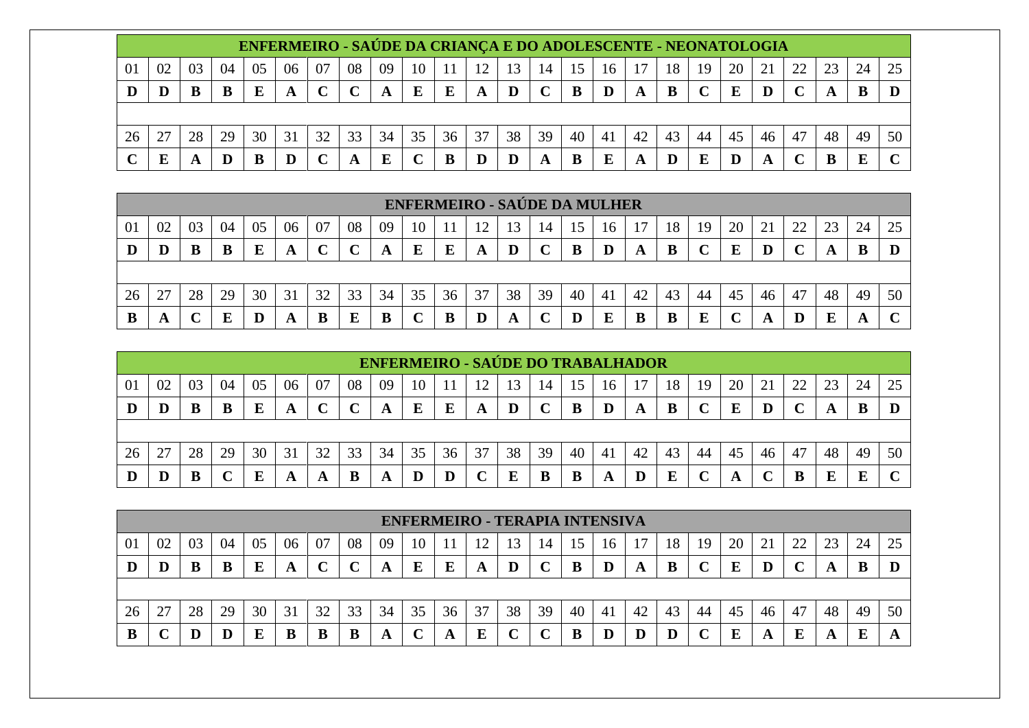| ENFERMEIRO - SAÚDE DA CRIANÇA E DO ADOLESCENTE - NEONATOLOGIA | | | | | | | | | | | | | | | | | | | | | | | | |
|---|---|---|---|---|---|---|---|---|---|---|---|---|---|---|---|---|---|---|---|---|---|---|---|---|
| 01 | 02 | 03 | 04 | 05 | 06 | 07 | 08 | 09 | 10 | 11 | 12 | 13 | 14 | 15 | 16 | 17 | 18 | 19 | 20 | 21 | 22 | 23 | 24 | 25 |
| **D** | **D** | **B** | **B** | **E** | **A** | **C** | **C** | **A** | **E** | **E** | **A** | **D** | **C** | **B** | **D** | **A** | **B** | **C** | **E** | **D** | **C** | **A** | **B** | **D** |
| 26 | 27 | 28 | 29 | 30 | 31 | 32 | 33 | 34 | 35 | 36 | 37 | 38 | 39 | 40 | 41 | 42 | 43 | 44 | 45 | 46 | 47 | 48 | 49 | 50 |
| **C** | **E** | **A** | **D** | **B** | **D** | **C** | **A** | **E** | **C** | **B** | **D** | **D** | **A** | **B** | **E** | **A** | **D** | **E** | **D** | **A** | **C** | **B** | **E** | **C** |

| ENFERMEIRO - SAÚDE DA MULHER | | | | | | | | | | | | | | | | | | | | | | | | |
|---|---|---|---|---|---|---|---|---|---|---|---|---|---|---|---|---|---|---|---|---|---|---|---|---|
| 01 | 02 | 03 | 04 | 05 | 06 | 07 | 08 | 09 | 10 | 11 | 12 | 13 | 14 | 15 | 16 | 17 | 18 | 19 | 20 | 21 | 22 | 23 | 24 | 25 |
| **D** | **D** | **B** | **B** | **E** | **A** | **C** | **C** | **A** | **E** | **E** | **A** | **D** | **C** | **B** | **D** | **A** | **B** | **C** | **E** | **D** | **C** | **A** | **B** | **D** |
| 26 | 27 | 28 | 29 | 30 | 31 | 32 | 33 | 34 | 35 | 36 | 37 | 38 | 39 | 40 | 41 | 42 | 43 | 44 | 45 | 46 | 47 | 48 | 49 | 50 |
| **B** | **A** | **C** | **E** | **D** | **A** | **B** | **E** | **B** | **C** | **B** | **D** | **A** | **C** | **D** | **E** | **B** | **B** | **E** | **C** | **A** | **D** | **E** | **A** | **C** |

| ENFERMEIRO - SAÚDE DO TRABALHADOR | | | | | | | | | | | | | | | | | | | | | | | | |
|---|---|---|---|---|---|---|---|---|---|---|---|---|---|---|---|---|---|---|---|---|---|---|---|---|
| 01 | 02 | 03 | 04 | 05 | 06 | 07 | 08 | 09 | 10 | 11 | 12 | 13 | 14 | 15 | 16 | 17 | 18 | 19 | 20 | 21 | 22 | 23 | 24 | 25 |
| **D** | **D** | **B** | **B** | **E** | **A** | **C** | **C** | **A** | **E** | **E** | **A** | **D** | **C** | **B** | **D** | **A** | **B** | **C** | **E** | **D** | **C** | **A** | **B** | **D** |
| 26 | 27 | 28 | 29 | 30 | 31 | 32 | 33 | 34 | 35 | 36 | 37 | 38 | 39 | 40 | 41 | 42 | 43 | 44 | 45 | 46 | 47 | 48 | 49 | 50 |
| **D** | **D** | **B** | **C** | **E** | **A** | **A** | **B** | **A** | **D** | **D** | **C** | **E** | **B** | **B** | **A** | **D** | **E** | **C** | **A** | **C** | **B** | **E** | **E** | **C** |

| ENFERMEIRO - TERAPIA INTENSIVA | | | | | | | | | | | | | | | | | | | | | | | | |
|---|---|---|---|---|---|---|---|---|---|---|---|---|---|---|---|---|---|---|---|---|---|---|---|---|
| 01 | 02 | 03 | 04 | 05 | 06 | 07 | 08 | 09 | 10 | 11 | 12 | 13 | 14 | 15 | 16 | 17 | 18 | 19 | 20 | 21 | 22 | 23 | 24 | 25 |
| **D** | **D** | **B** | **B** | **E** | **A** | **C** | **C** | **A** | **E** | **E** | **A** | **D** | **C** | **B** | **D** | **A** | **B** | **C** | **E** | **D** | **C** | **A** | **B** | **D** |
| 26 | 27 | 28 | 29 | 30 | 31 | 32 | 33 | 34 | 35 | 36 | 37 | 38 | 39 | 40 | 41 | 42 | 43 | 44 | 45 | 46 | 47 | 48 | 49 | 50 |
| **B** | **C** | **D** | **D** | **E** | **B** | **B** | **B** | **A** | **C** | **A** | **E** | **C** | **C** | **B** | **D** | **D** | **D** | **C** | **E** | **A** | **E** | **A** | **E** | **A** |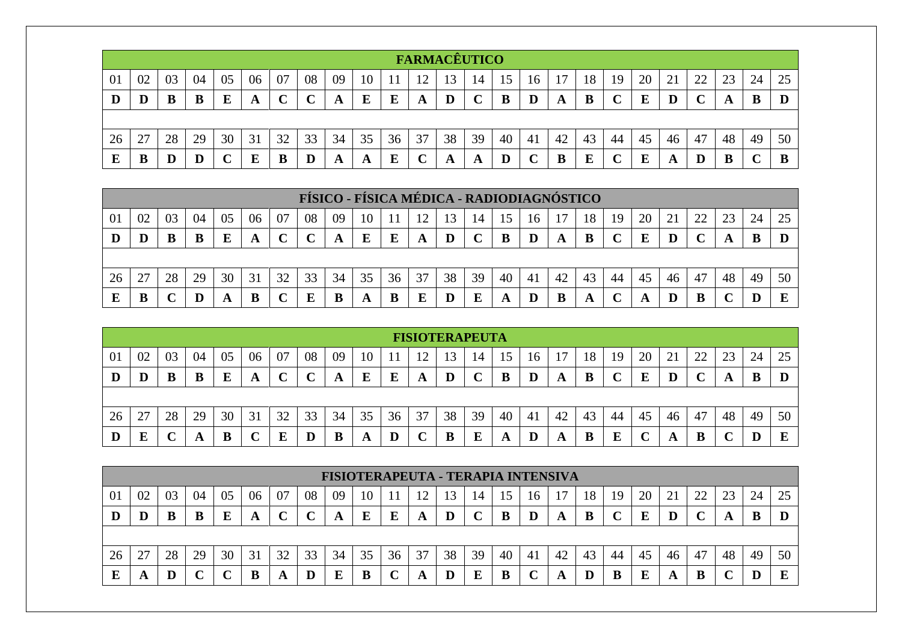| FARMACÊUTICO | | | | | | | | | | | | | | | | | | | | | | | | |
|---|---|---|---|---|---|---|---|---|---|---|---|---|---|---|---|---|---|---|---|---|---|---|---|---|
| 01 | 02 | 03 | 04 | 05 | 06 | 07 | 08 | 09 | 10 | 11 | 12 | 13 | 14 | 15 | 16 | 17 | 18 | 19 | 20 | 21 | 22 | 23 | 24 | 25 |
| **D** | **D** | **B** | **B** | **E** | **A** | **C** | **C** | **A** | **E** | **E** | **A** | **D** | **C** | **B** | **D** | **A** | **B** | **C** | **E** | **D** | **C** | **A** | **B** | **D** |
| 26 | 27 | 28 | 29 | 30 | 31 | 32 | 33 | 34 | 35 | 36 | 37 | 38 | 39 | 40 | 41 | 42 | 43 | 44 | 45 | 46 | 47 | 48 | 49 | 50 |
| **E** | **B** | **D** | **D** | **C** | **E** | **B** | **D** | **A** | **A** | **E** | **C** | **A** | **A** | **D** | **C** | **B** | **E** | **C** | **E** | **A** | **D** | **B** | **C** | **B** |

| FÍSICO - FÍSICA MÉDICA - RADIODIAGNÓSTICO | | | | | | | | | | | | | | | | | | | | | | | | |
|---|---|---|---|---|---|---|---|---|---|---|---|---|---|---|---|---|---|---|---|---|---|---|---|---|
| 01 | 02 | 03 | 04 | 05 | 06 | 07 | 08 | 09 | 10 | 11 | 12 | 13 | 14 | 15 | 16 | 17 | 18 | 19 | 20 | 21 | 22 | 23 | 24 | 25 |
| **D** | **D** | **B** | **B** | **E** | **A** | **C** | **C** | **A** | **E** | **E** | **A** | **D** | **C** | **B** | **D** | **A** | **B** | **C** | **E** | **D** | **C** | **A** | **B** | **D** |
| 26 | 27 | 28 | 29 | 30 | 31 | 32 | 33 | 34 | 35 | 36 | 37 | 38 | 39 | 40 | 41 | 42 | 43 | 44 | 45 | 46 | 47 | 48 | 49 | 50 |
| **E** | **B** | **C** | **D** | **A** | **B** | **C** | **E** | **B** | **A** | **B** | **E** | **D** | **E** | **A** | **D** | **B** | **A** | **C** | **A** | **D** | **B** | **C** | **D** | **E** |

| FISIOTERAPEUTA | | | | | | | | | | | | | | | | | | | | | | | | |
|---|---|---|---|---|---|---|---|---|---|---|---|---|---|---|---|---|---|---|---|---|---|---|---|---|
| 01 | 02 | 03 | 04 | 05 | 06 | 07 | 08 | 09 | 10 | 11 | 12 | 13 | 14 | 15 | 16 | 17 | 18 | 19 | 20 | 21 | 22 | 23 | 24 | 25 |
| **D** | **D** | **B** | **B** | **E** | **A** | **C** | **C** | **A** | **E** | **E** | **A** | **D** | **C** | **B** | **D** | **A** | **B** | **C** | **E** | **D** | **C** | **A** | **B** | **D** |
| 26 | 27 | 28 | 29 | 30 | 31 | 32 | 33 | 34 | 35 | 36 | 37 | 38 | 39 | 40 | 41 | 42 | 43 | 44 | 45 | 46 | 47 | 48 | 49 | 50 |
| **D** | **E** | **C** | **A** | **B** | **C** | **E** | **D** | **B** | **A** | **D** | **C** | **B** | **E** | **A** | **D** | **A** | **B** | **E** | **C** | **A** | **B** | **C** | **D** | **E** |

| FISIOTERAPEUTA - TERAPIA INTENSIVA | | | | | | | | | | | | | | | | | | | | | | | | |
|---|---|---|---|---|---|---|---|---|---|---|---|---|---|---|---|---|---|---|---|---|---|---|---|---|
| 01 | 02 | 03 | 04 | 05 | 06 | 07 | 08 | 09 | 10 | 11 | 12 | 13 | 14 | 15 | 16 | 17 | 18 | 19 | 20 | 21 | 22 | 23 | 24 | 25 |
| **D** | **D** | **B** | **B** | **E** | **A** | **C** | **C** | **A** | **E** | **E** | **A** | **D** | **C** | **B** | **D** | **A** | **B** | **C** | **E** | **D** | **C** | **A** | **B** | **D** |
| 26 | 27 | 28 | 29 | 30 | 31 | 32 | 33 | 34 | 35 | 36 | 37 | 38 | 39 | 40 | 41 | 42 | 43 | 44 | 45 | 46 | 47 | 48 | 49 | 50 |
| **E** | **A** | **D** | **C** | **C** | **B** | **A** | **D** | **E** | **B** | **C** | **A** | **D** | **E** | **B** | **C** | **A** | **D** | **B** | **E** | **A** | **B** | **C** | **D** | **E** |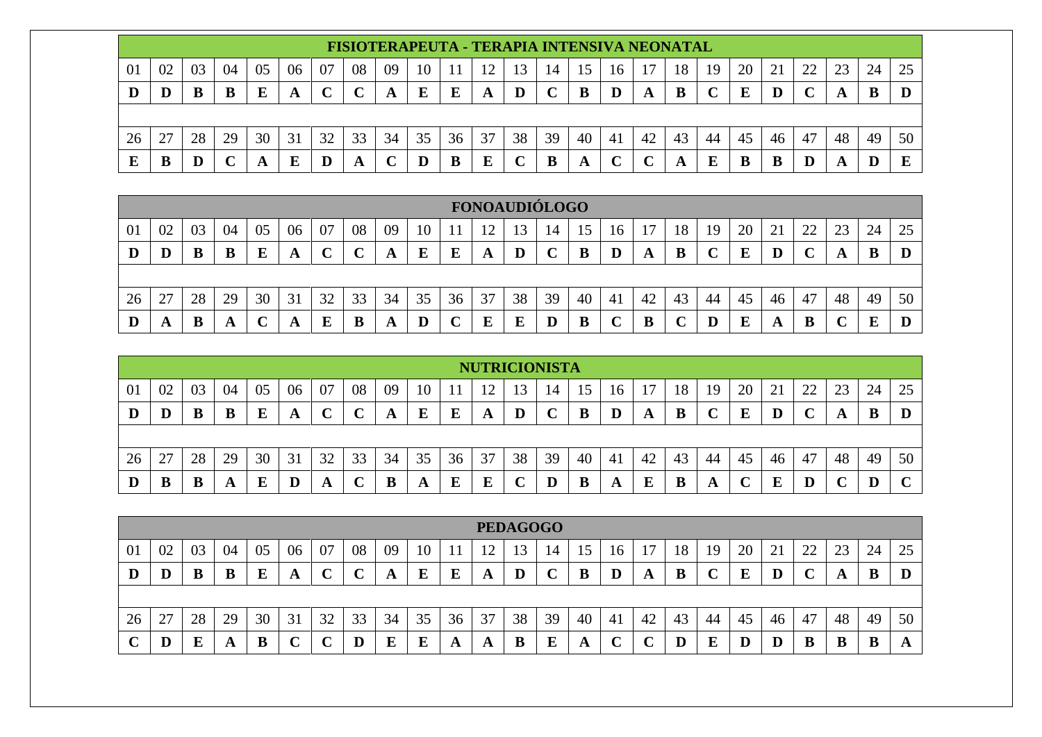| FISIOTERAPEUTA - TERAPIA INTENSIVA NEONATAL | | | | | | | | | | | | | | | | | | | | | | | | |
|---|---|---|---|---|---|---|---|---|---|---|---|---|---|---|---|---|---|---|---|---|---|---|---|---|
| 01 | 02 | 03 | 04 | 05 | 06 | 07 | 08 | 09 | 10 | 11 | 12 | 13 | 14 | 15 | 16 | 17 | 18 | 19 | 20 | 21 | 22 | 23 | 24 | 25 |
| **D** | **D** | **B** | **B** | **E** | **A** | **C** | **C** | **A** | **E** | **E** | **A** | **D** | **C** | **B** | **D** | **A** | **B** | **C** | **E** | **D** | **C** | **A** | **B** | **D** |
| 26 | 27 | 28 | 29 | 30 | 31 | 32 | 33 | 34 | 35 | 36 | 37 | 38 | 39 | 40 | 41 | 42 | 43 | 44 | 45 | 46 | 47 | 48 | 49 | 50 |
| **E** | **B** | **D** | **C** | **A** | **E** | **D** | **A** | **C** | **D** | **B** | **E** | **C** | **B** | **A** | **C** | **C** | **A** | **E** | **B** | **B** | **D** | **A** | **D** | **E** |

| FONOAUDIÓLOGO | | | | | | | | | | | | | | | | | | | | | | | | |
|---|---|---|---|---|---|---|---|---|---|---|---|---|---|---|---|---|---|---|---|---|---|---|---|---|
| 01 | 02 | 03 | 04 | 05 | 06 | 07 | 08 | 09 | 10 | 11 | 12 | 13 | 14 | 15 | 16 | 17 | 18 | 19 | 20 | 21 | 22 | 23 | 24 | 25 |
| **D** | **D** | **B** | **B** | **E** | **A** | **C** | **C** | **A** | **E** | **E** | **A** | **D** | **C** | **B** | **D** | **A** | **B** | **C** | **E** | **D** | **C** | **A** | **B** | **D** |
| 26 | 27 | 28 | 29 | 30 | 31 | 32 | 33 | 34 | 35 | 36 | 37 | 38 | 39 | 40 | 41 | 42 | 43 | 44 | 45 | 46 | 47 | 48 | 49 | 50 |
| **D** | **A** | **B** | **A** | **C** | **A** | **E** | **B** | **A** | **D** | **C** | **E** | **E** | **D** | **B** | **C** | **B** | **C** | **D** | **E** | **A** | **B** | **C** | **E** | **D** |

| NUTRICIONISTA | | | | | | | | | | | | | | | | | | | | | | | | |
|---|---|---|---|---|---|---|---|---|---|---|---|---|---|---|---|---|---|---|---|---|---|---|---|---|
| 01 | 02 | 03 | 04 | 05 | 06 | 07 | 08 | 09 | 10 | 11 | 12 | 13 | 14 | 15 | 16 | 17 | 18 | 19 | 20 | 21 | 22 | 23 | 24 | 25 |
| **D** | **D** | **B** | **B** | **E** | **A** | **C** | **C** | **A** | **E** | **E** | **A** | **D** | **C** | **B** | **D** | **A** | **B** | **C** | **E** | **D** | **C** | **A** | **B** | **D** |
| 26 | 27 | 28 | 29 | 30 | 31 | 32 | 33 | 34 | 35 | 36 | 37 | 38 | 39 | 40 | 41 | 42 | 43 | 44 | 45 | 46 | 47 | 48 | 49 | 50 |
| **D** | **B** | **B** | **A** | **E** | **D** | **A** | **C** | **B** | **A** | **E** | **E** | **C** | **D** | **B** | **A** | **E** | **B** | **A** | **C** | **E** | **D** | **C** | **D** | **C** |

| PEDAGOGO | | | | | | | | | | | | | | | | | | | | | | | | |
|---|---|---|---|---|---|---|---|---|---|---|---|---|---|---|---|---|---|---|---|---|---|---|---|---|
| 01 | 02 | 03 | 04 | 05 | 06 | 07 | 08 | 09 | 10 | 11 | 12 | 13 | 14 | 15 | 16 | 17 | 18 | 19 | 20 | 21 | 22 | 23 | 24 | 25 |
| **D** | **D** | **B** | **B** | **E** | **A** | **C** | **C** | **A** | **E** | **E** | **A** | **D** | **C** | **B** | **D** | **A** | **B** | **C** | **E** | **D** | **C** | **A** | **B** | **D** |
| 26 | 27 | 28 | 29 | 30 | 31 | 32 | 33 | 34 | 35 | 36 | 37 | 38 | 39 | 40 | 41 | 42 | 43 | 44 | 45 | 46 | 47 | 48 | 49 | 50 |
| **C** | **D** | **E** | **A** | **B** | **C** | **C** | **D** | **E** | **E** | **A** | **A** | **B** | **E** | **A** | **C** | **C** | **D** | **E** | **D** | **D** | **B** | **B** | **B** | **A** |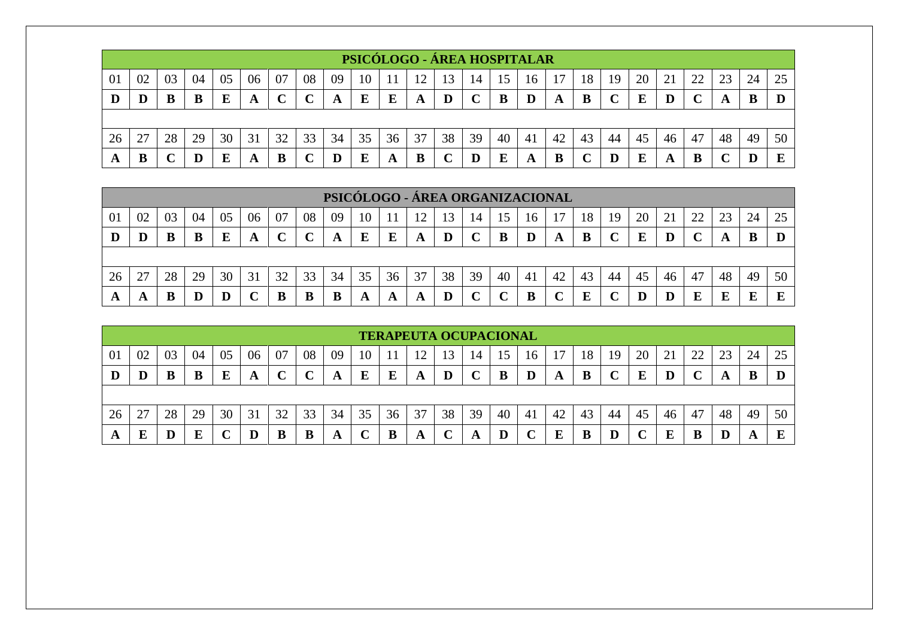| PSICÓLOGO - ÁREA HOSPITALAR | | | | | | | | | | | | | | | | | | | | | | | | |
|---|---|---|---|---|---|---|---|---|---|---|---|---|---|---|---|---|---|---|---|---|---|---|---|---|
| 01 | 02 | 03 | 04 | 05 | 06 | 07 | 08 | 09 | 10 | 11 | 12 | 13 | 14 | 15 | 16 | 17 | 18 | 19 | 20 | 21 | 22 | 23 | 24 | 25 |
| **D** | **D** | **B** | **B** | **E** | **A** | **C** | **C** | **A** | **E** | **E** | **A** | **D** | **C** | **B** | **D** | **A** | **B** | **C** | **E** | **D** | **C** | **A** | **B** | **D** |
| 26 | 27 | 28 | 29 | 30 | 31 | 32 | 33 | 34 | 35 | 36 | 37 | 38 | 39 | 40 | 41 | 42 | 43 | 44 | 45 | 46 | 47 | 48 | 49 | 50 |
| **A** | **B** | **C** | **D** | **E** | **A** | **B** | **C** | **D** | **E** | **A** | **B** | **C** | **D** | **E** | **A** | **B** | **C** | **D** | **E** | **A** | **B** | **C** | **D** | **E** |

| PSICÓLOGO - ÁREA ORGANIZACIONAL | | | | | | | | | | | | | | | | | | | | | | | | |
|---|---|---|---|---|---|---|---|---|---|---|---|---|---|---|---|---|---|---|---|---|---|---|---|---|
| 01 | 02 | 03 | 04 | 05 | 06 | 07 | 08 | 09 | 10 | 11 | 12 | 13 | 14 | 15 | 16 | 17 | 18 | 19 | 20 | 21 | 22 | 23 | 24 | 25 |
| **D** | **D** | **B** | **B** | **E** | **A** | **C** | **C** | **A** | **E** | **E** | **A** | **D** | **C** | **B** | **D** | **A** | **B** | **C** | **E** | **D** | **C** | **A** | **B** | **D** |
| 26 | 27 | 28 | 29 | 30 | 31 | 32 | 33 | 34 | 35 | 36 | 37 | 38 | 39 | 40 | 41 | 42 | 43 | 44 | 45 | 46 | 47 | 48 | 49 | 50 |
| **A** | **A** | **B** | **D** | **D** | **C** | **B** | **B** | **B** | **A** | **A** | **A** | **D** | **C** | **C** | **B** | **C** | **E** | **C** | **D** | **D** | **E** | **E** | **E** | **E** |

| TERAPEUTA OCUPACIONAL | | | | | | | | | | | | | | | | | | | | | | | | |
|---|---|---|---|---|---|---|---|---|---|---|---|---|---|---|---|---|---|---|---|---|---|---|---|---|
| 01 | 02 | 03 | 04 | 05 | 06 | 07 | 08 | 09 | 10 | 11 | 12 | 13 | 14 | 15 | 16 | 17 | 18 | 19 | 20 | 21 | 22 | 23 | 24 | 25 |
| **D** | **D** | **B** | **B** | **E** | **A** | **C** | **C** | **A** | **E** | **E** | **A** | **D** | **C** | **B** | **D** | **A** | **B** | **C** | **E** | **D** | **C** | **A** | **B** | **D** |
| 26 | 27 | 28 | 29 | 30 | 31 | 32 | 33 | 34 | 35 | 36 | 37 | 38 | 39 | 40 | 41 | 42 | 43 | 44 | 45 | 46 | 47 | 48 | 49 | 50 |
| **A** | **E** | **D** | **E** | **C** | **D** | **B** | **B** | **A** | **C** | **B** | **A** | **C** | **A** | **D** | **C** | **E** | **B** | **D** | **C** | **E** | **B** | **D** | **A** | **E** |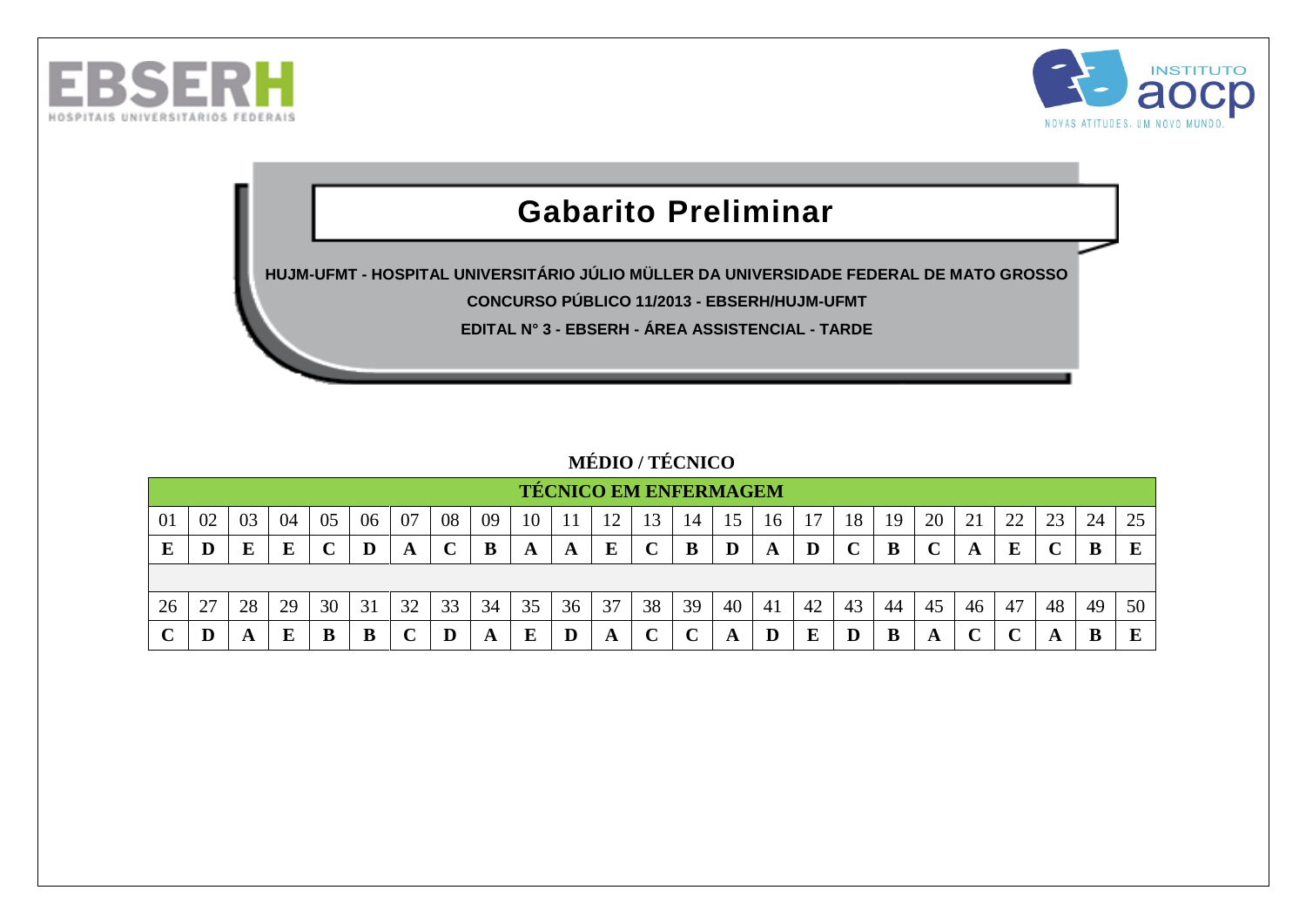EBSERH HOSPITAIS UNIVERSITÁRIOS FEDERAIS

INSTITUTO aocp NOVAS ATITUDES. UM NOVO MUNDO.

# Gabarito Preliminar

**HUJM-UFMT - HOSPITAL UNIVERSITÁRIO JÚLIO MÜLLER DA UNIVERSIDADE FEDERAL DE MATO GROSSO**

**CONCURSO PÚBLICO 11/2013 - EBSERH/HUJM-UFMT**

**EDITAL N° 3 - EBSERH - ÁREA ASSISTENCIAL - TARDE**

## MÉDIO / TÉCNICO

**TÉCNICO EM ENFERMAGEM**

| 01 | 02 | 03 | 04 | 05 | 06 | 07 | 08 | 09 | 10 | 11 | 12 | 13 | 14 | 15 | 16 | 17 | 18 | 19 | 20 | 21 | 22 | 23 | 24 | 25 |
|---|---|---|---|---|---|---|---|---|---|---|---|---|---|---|---|---|---|---|---|---|---|---|---|---|
| **E** | **D** | **E** | **E** | **C** | **D** | **A** | **C** | **B** | **A** | **A** | **E** | **C** | **B** | **D** | **A** | **D** | **C** | **B** | **C** | **A** | **E** | **C** | **B** | **E** |
| 26 | 27 | 28 | 29 | 30 | 31 | 32 | 33 | 34 | 35 | 36 | 37 | 38 | 39 | 40 | 41 | 42 | 43 | 44 | 45 | 46 | 47 | 48 | 49 | 50 |
| **C** | **D** | **A** | **E** | **B** | **B** | **C** | **D** | **A** | **E** | **D** | **A** | **C** | **C** | **A** | **D** | **E** | **D** | **B** | **A** | **C** | **C** | **A** | **B** | **E** |